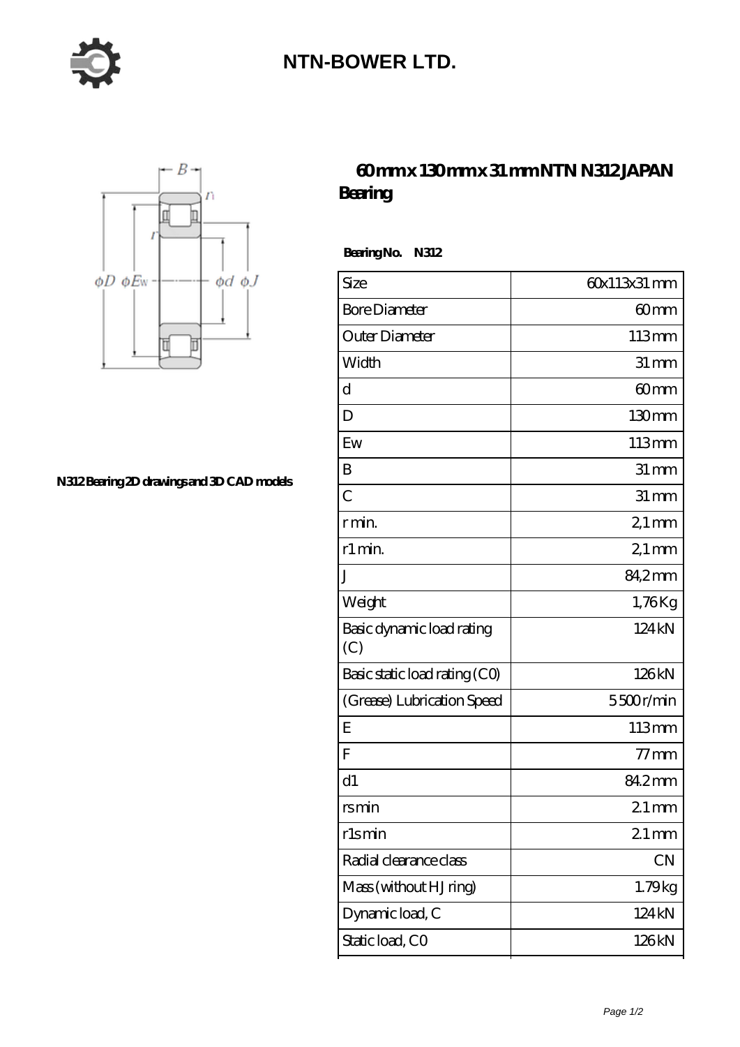# NTN-BOWER LTD.

N312 Bearing 2D drawings and 3D CAD models

## 60 mm x 130 mm x 31 mm NTN N312 JAPAN Bearing

**Bearing No. N312**

| Size | 60x113x31 mm |
|---|---|
| Bore Diameter | 60 mm |
| Outer Diameter | 113 mm |
| Width | 31 mm |
| d | 60 mm |
| D | 130 mm |
| Ew | 113 mm |
| B | 31 mm |
| C | 31 mm |
| r min. | 2,1 mm |
| r1 min. | 2,1 mm |
| J | 84,2 mm |
| Weight | 1,76 Kg |
| Basic dynamic load rating (C) | 124 kN |
| Basic static load rating (C0) | 126 kN |
| (Grease) Lubrication Speed | 5 500 r/min |
| E | 113 mm |
| F | 77 mm |
| d1 | 84.2 mm |
| rs min | 2.1 mm |
| r1s min | 2.1 mm |
| Radial clearance class | CN |
| Mass (without HJ ring) | 1.79 kg |
| Dynamic load, C | 124 kN |
| Static load, C0 | 126 kN |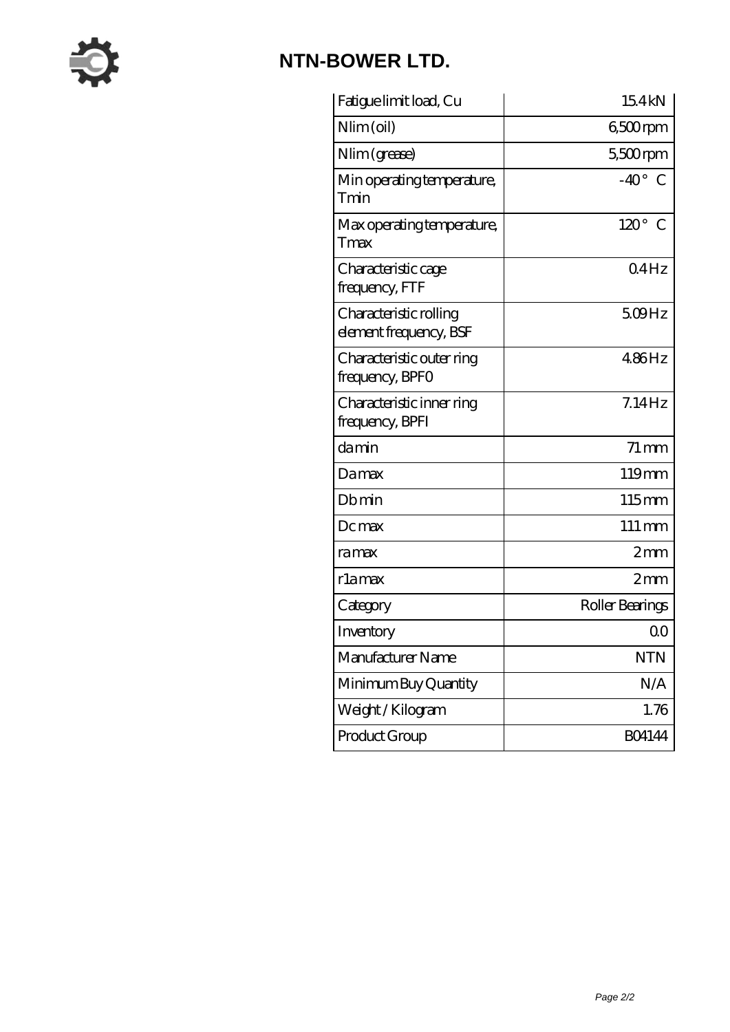# NTN-BOWER LTD.

| | |
|---|---|
| Fatigue limit load, Cu | 15.4 kN |
| Nlim (oil) | 6,500 rpm |
| Nlim (grease) | 5,500 rpm |
| Min operating temperature, Tmin | -40 ° C |
| Max operating temperature, Tmax | 120 ° C |
| Characteristic cage frequency, FTF | 0.4 Hz |
| Characteristic rolling element frequency, BSF | 5.09 Hz |
| Characteristic outer ring frequency, BPFO | 4.86 Hz |
| Characteristic inner ring frequency, BPFI | 7.14 Hz |
| da min | 71 mm |
| Da max | 119 mm |
| Db min | 115 mm |
| Dc max | 111 mm |
| ra max | 2 mm |
| r1a max | 2 mm |
| Category | Roller Bearings |
| Inventory | 0.0 |
| Manufacturer Name | NTN |
| Minimum Buy Quantity | N/A |
| Weight / Kilogram | 1.76 |
| Product Group | B04144 |